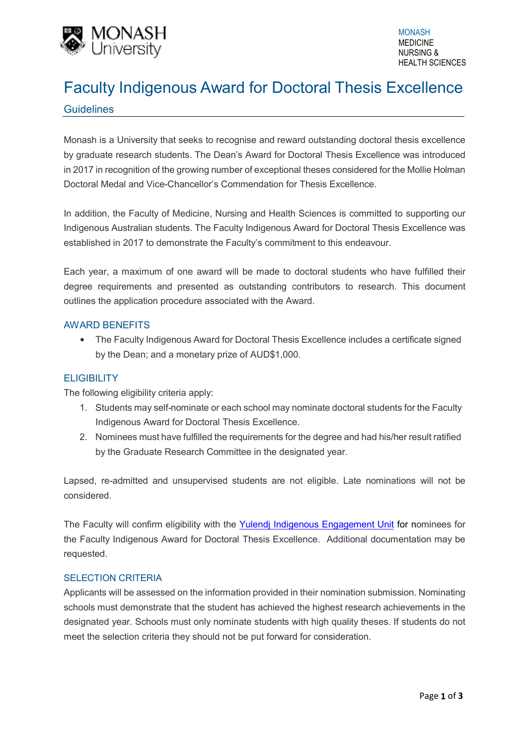# Faculty Indigenous Award for Doctoral Thesis Excellence

## Guidelines

Monash is a University that seeks to recognise and reward outstanding doctoral thesis excellence by graduate research students. The Dean's Award for Doctoral Thesis Excellence was introduced in 2017 in recognition of the growing number of exceptional theses considered for the Mollie Holman Doctoral Medal and Vice-Chancellor's Commendation for Thesis Excellence.

In addition, the Faculty of Medicine, Nursing and Health Sciences is committed to supporting our Indigenous Australian students. The Faculty Indigenous Award for Doctoral Thesis Excellence was established in 2017 to demonstrate the Faculty's commitment to this endeavour.

Each year, a maximum of one award will be made to doctoral students who have fulfilled their degree requirements and presented as outstanding contributors to research. This document outlines the application procedure associated with the Award.

### AWARD BENEFITS

- The Faculty Indigenous Award for Doctoral Thesis Excellence includes a certificate signed by the Dean; and a monetary prize of AUD$1,000.

### ELIGIBILITY

The following eligibility criteria apply:

1. Students may self-nominate or each school may nominate doctoral students for the Faculty Indigenous Award for Doctoral Thesis Excellence.
2. Nominees must have fulfilled the requirements for the degree and had his/her result ratified by the Graduate Research Committee in the designated year.

Lapsed, re-admitted and unsupervised students are not eligible. Late nominations will not be considered.

The Faculty will confirm eligibility with the Yulendj Indigenous Engagement Unit for nominees for the Faculty Indigenous Award for Doctoral Thesis Excellence. Additional documentation may be requested.

### SELECTION CRITERIA

Applicants will be assessed on the information provided in their nomination submission. Nominating schools must demonstrate that the student has achieved the highest research achievements in the designated year. Schools must only nominate students with high quality theses. If students do not meet the selection criteria they should not be put forward for consideration.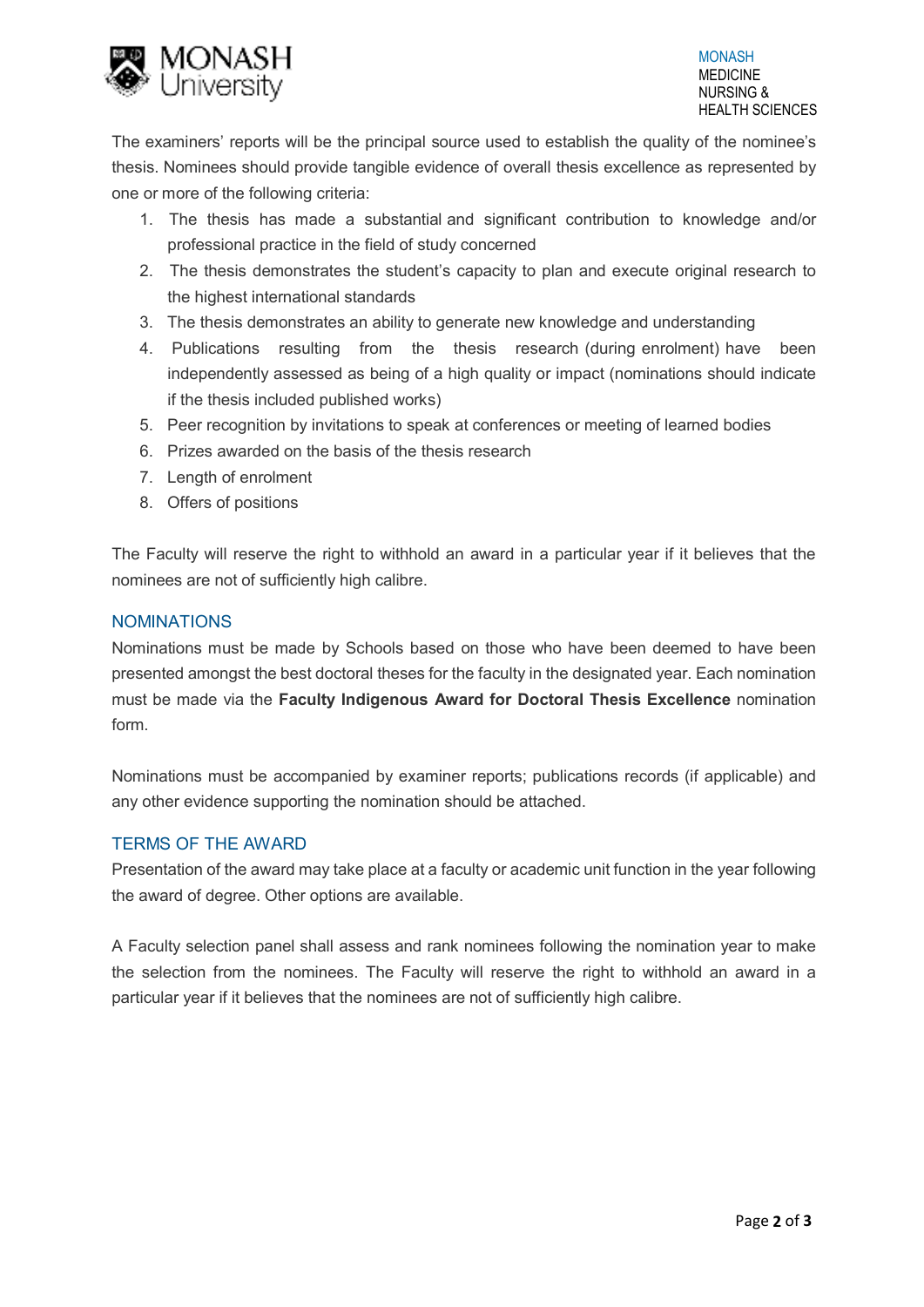The examiners' reports will be the principal source used to establish the quality of the nominee's thesis. Nominees should provide tangible evidence of overall thesis excellence as represented by one or more of the following criteria:

1. The thesis has made a substantial and significant contribution to knowledge and/or professional practice in the field of study concerned
2. The thesis demonstrates the student's capacity to plan and execute original research to the highest international standards
3. The thesis demonstrates an ability to generate new knowledge and understanding
4. Publications resulting from the thesis research (during enrolment) have been independently assessed as being of a high quality or impact (nominations should indicate if the thesis included published works)
5. Peer recognition by invitations to speak at conferences or meeting of learned bodies
6. Prizes awarded on the basis of the thesis research
7. Length of enrolment
8. Offers of positions

The Faculty will reserve the right to withhold an award in a particular year if it believes that the nominees are not of sufficiently high calibre.

## NOMINATIONS

Nominations must be made by Schools based on those who have been deemed to have been presented amongst the best doctoral theses for the faculty in the designated year. Each nomination must be made via the **Faculty Indigenous Award for Doctoral Thesis Excellence** nomination form.

Nominations must be accompanied by examiner reports; publications records (if applicable) and any other evidence supporting the nomination should be attached.

## TERMS OF THE AWARD

Presentation of the award may take place at a faculty or academic unit function in the year following the award of degree. Other options are available.

A Faculty selection panel shall assess and rank nominees following the nomination year to make the selection from the nominees. The Faculty will reserve the right to withhold an award in a particular year if it believes that the nominees are not of sufficiently high calibre.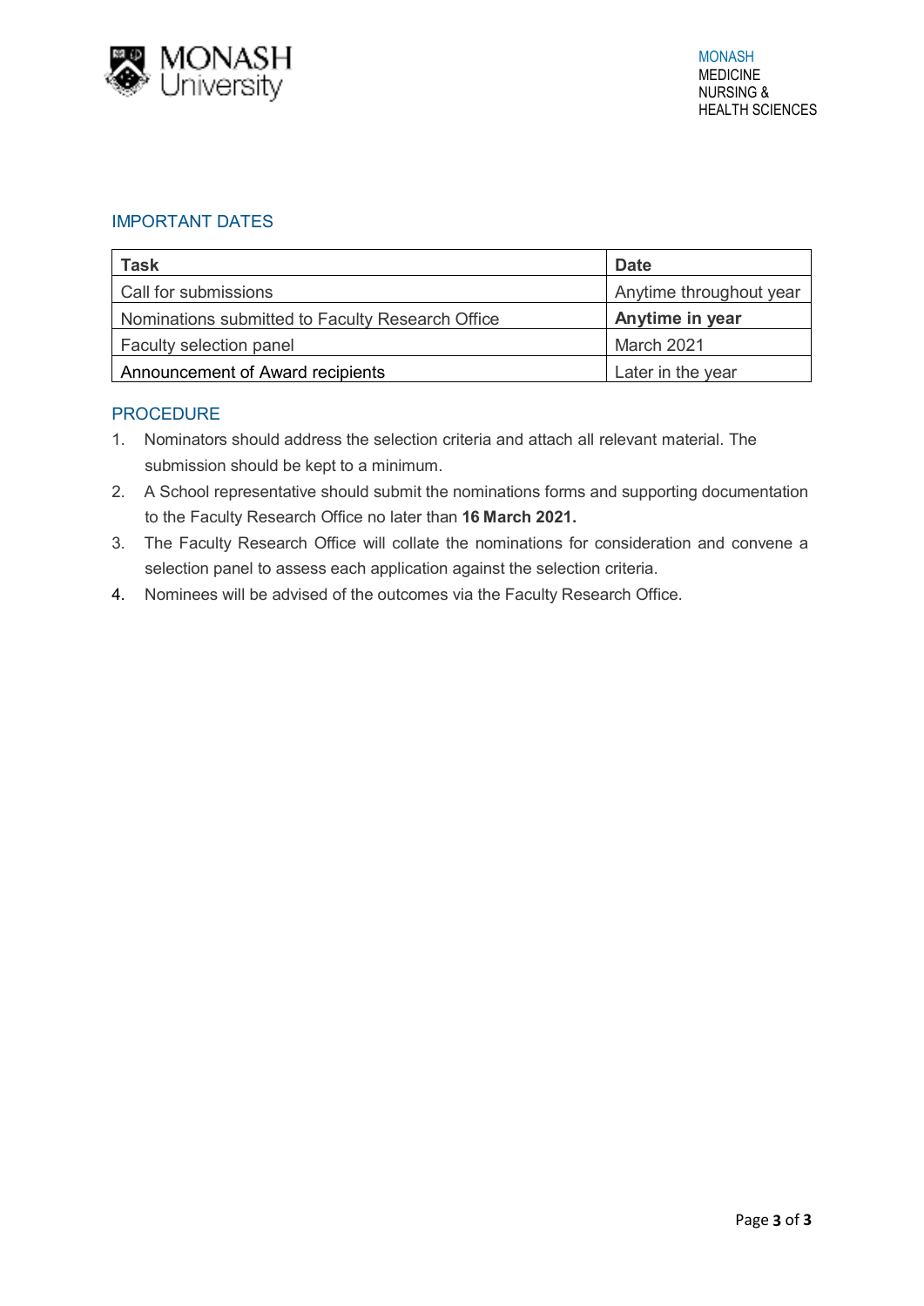## IMPORTANT DATES

| Task | Date |
|---|---|
| Call for submissions | Anytime throughout year |
| Nominations submitted to Faculty Research Office | **Anytime in year** |
| Faculty selection panel | March 2021 |
| Announcement of Award recipients | Later in the year |

## PROCEDURE

1. Nominators should address the selection criteria and attach all relevant material. The submission should be kept to a minimum.
2. A School representative should submit the nominations forms and supporting documentation to the Faculty Research Office no later than **16 March 2021.**
3. The Faculty Research Office will collate the nominations for consideration and convene a selection panel to assess each application against the selection criteria.
4. Nominees will be advised of the outcomes via the Faculty Research Office.